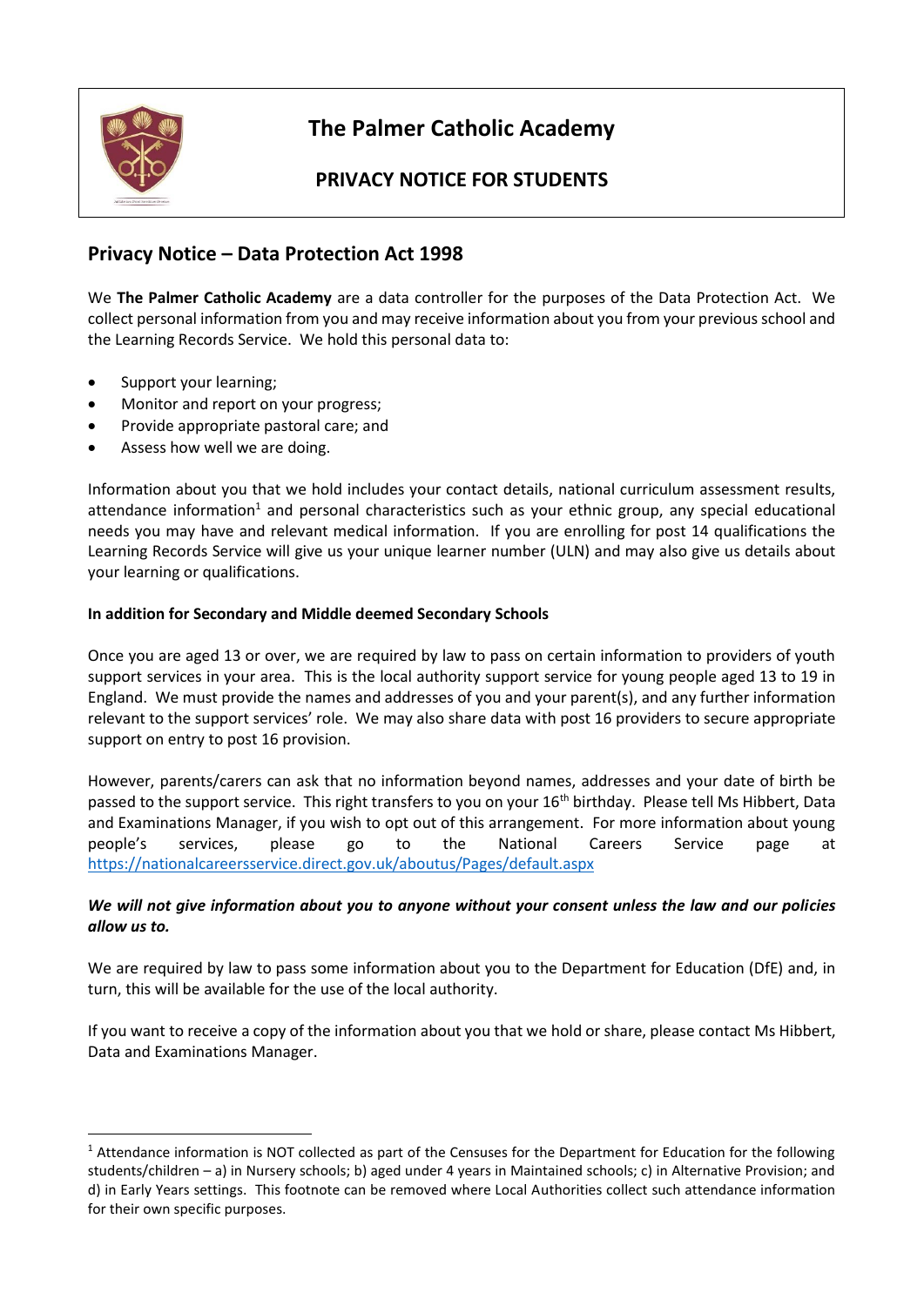# The Palmer Catholic Academy

## PRIVACY NOTICE FOR STUDENTS

## Privacy Notice – Data Protection Act 1998

We **The Palmer Catholic Academy** are a data controller for the purposes of the Data Protection Act. We collect personal information from you and may receive information about you from your previous school and the Learning Records Service. We hold this personal data to:

- Support your learning;
- Monitor and report on your progress;
- Provide appropriate pastoral care; and
- Assess how well we are doing.

Information about you that we hold includes your contact details, national curriculum assessment results, attendance information[1] and personal characteristics such as your ethnic group, any special educational needs you may have and relevant medical information. If you are enrolling for post 14 qualifications the Learning Records Service will give us your unique learner number (ULN) and may also give us details about your learning or qualifications.

**In addition for Secondary and Middle deemed Secondary Schools**

Once you are aged 13 or over, we are required by law to pass on certain information to providers of youth support services in your area. This is the local authority support service for young people aged 13 to 19 in England. We must provide the names and addresses of you and your parent(s), and any further information relevant to the support services' role. We may also share data with post 16 providers to secure appropriate support on entry to post 16 provision.

However, parents/carers can ask that no information beyond names, addresses and your date of birth be passed to the support service. This right transfers to you on your 16th birthday. Please tell Ms Hibbert, Data and Examinations Manager, if you wish to opt out of this arrangement. For more information about young people's services, please go to the National Careers Service page at https://nationalcareersservice.direct.gov.uk/aboutus/Pages/default.aspx

***We will not give information about you to anyone without your consent unless the law and our policies allow us to.***

We are required by law to pass some information about you to the Department for Education (DfE) and, in turn, this will be available for the use of the local authority.

If you want to receive a copy of the information about you that we hold or share, please contact Ms Hibbert, Data and Examinations Manager.

---

[1] Attendance information is NOT collected as part of the Censuses for the Department for Education for the following students/children – a) in Nursery schools; b) aged under 4 years in Maintained schools; c) in Alternative Provision; and d) in Early Years settings. This footnote can be removed where Local Authorities collect such attendance information for their own specific purposes.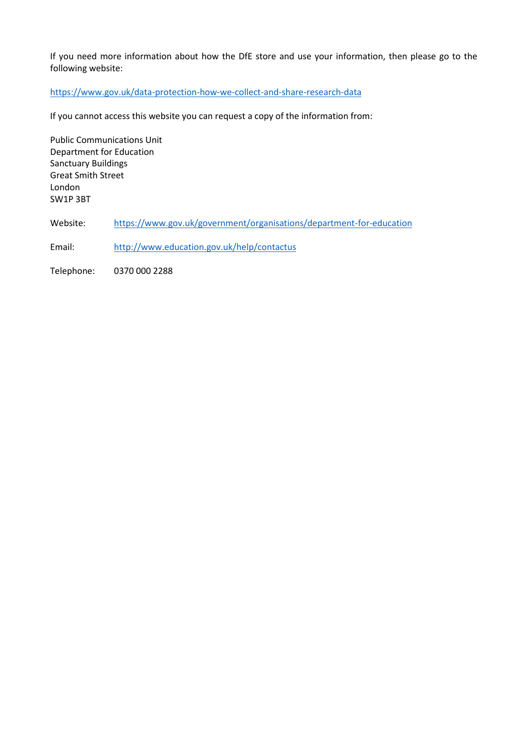If you need more information about how the DfE store and use your information, then please go to the following website:

https://www.gov.uk/data-protection-how-we-collect-and-share-research-data

If you cannot access this website you can request a copy of the information from:

Public Communications Unit
Department for Education
Sanctuary Buildings
Great Smith Street
London
SW1P 3BT

Website: https://www.gov.uk/government/organisations/department-for-education

Email: http://www.education.gov.uk/help/contactus

Telephone: 0370 000 2288